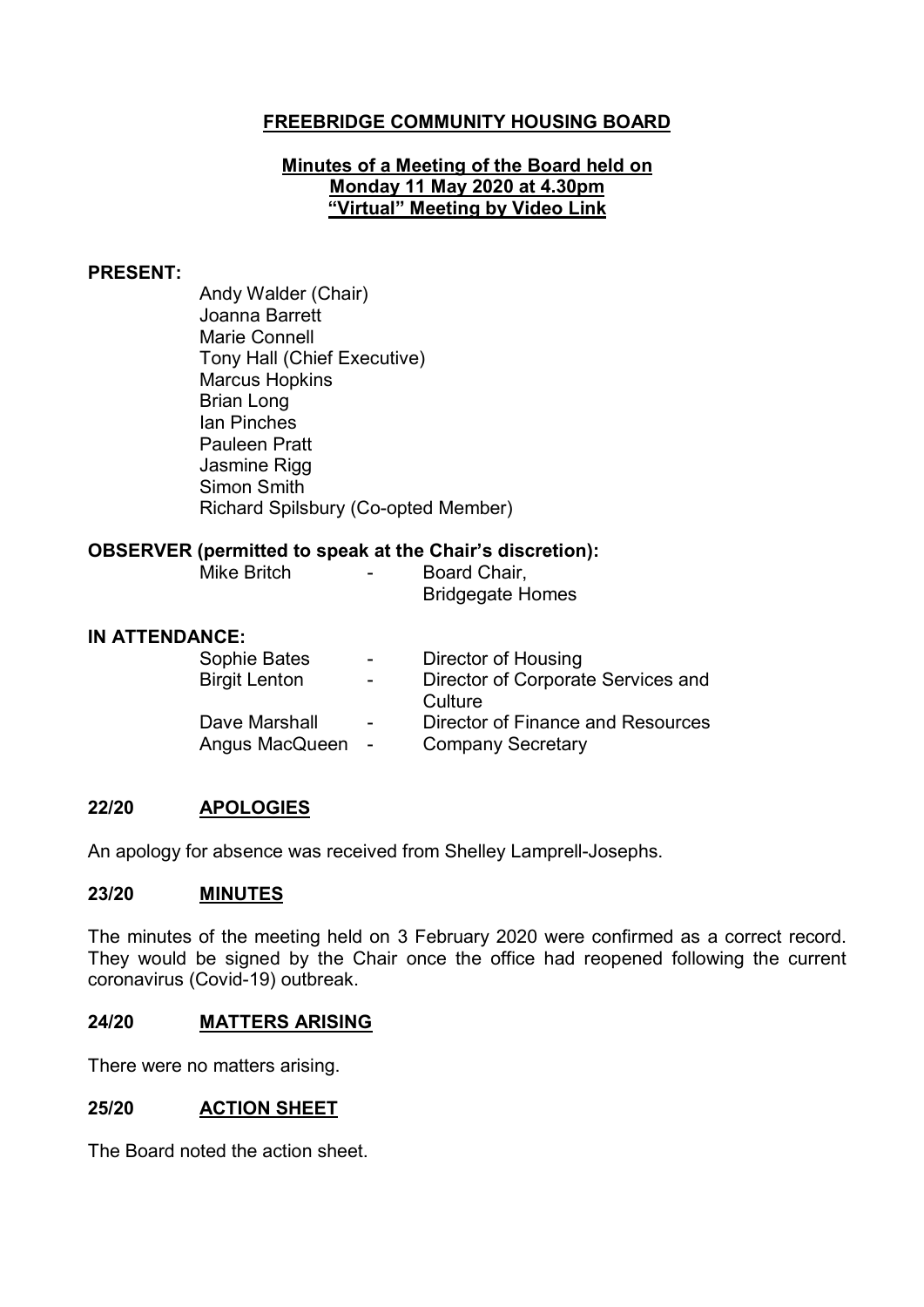# FREEBRIDGE COMMUNITY HOUSING BOARD

## Minutes of a Meeting of the Board held on Monday 11 May 2020 at 4.30pm "Virtual" Meeting by Video Link

**PRESENT:**

Andy Walder (Chair)
Joanna Barrett
Marie Connell
Tony Hall (Chief Executive)
Marcus Hopkins
Brian Long
Ian Pinches
Pauleen Pratt
Jasmine Rigg
Simon Smith
Richard Spilsbury (Co-opted Member)

**OBSERVER (permitted to speak at the Chair's discretion):**

| | | |
|---|---|---|
| Mike Britch | - | Board Chair, Bridgegate Homes |

**IN ATTENDANCE:**

| | | |
|---|---|---|
| Sophie Bates | - | Director of Housing |
| Birgit Lenton | - | Director of Corporate Services and Culture |
| Dave Marshall | - | Director of Finance and Resources |
| Angus MacQueen | - | Company Secretary |

### 22/20 APOLOGIES

An apology for absence was received from Shelley Lamprell-Josephs.

### 23/20 MINUTES

The minutes of the meeting held on 3 February 2020 were confirmed as a correct record. They would be signed by the Chair once the office had reopened following the current coronavirus (Covid-19) outbreak.

### 24/20 MATTERS ARISING

There were no matters arising.

### 25/20 ACTION SHEET

The Board noted the action sheet.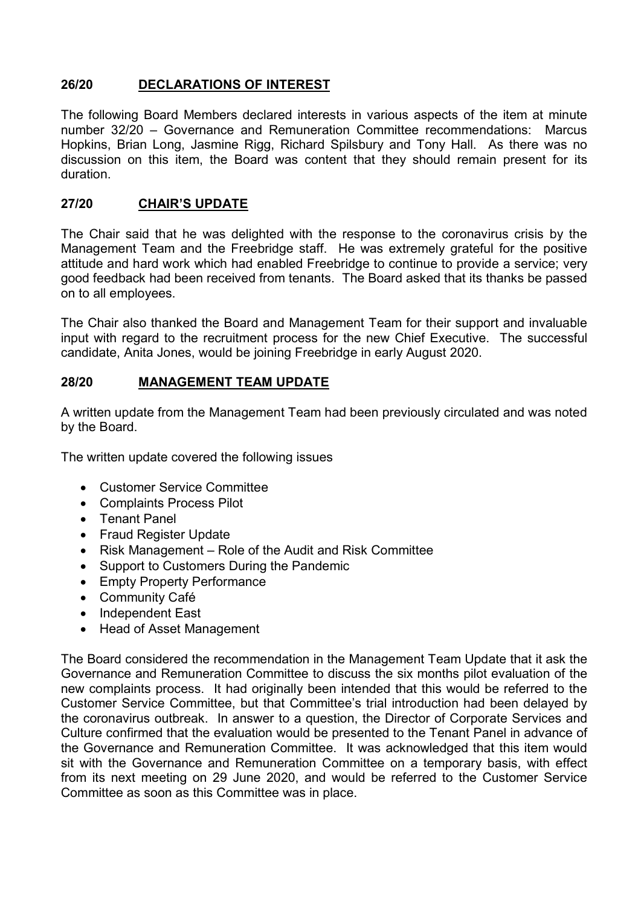## 26/20 DECLARATIONS OF INTEREST

The following Board Members declared interests in various aspects of the item at minute number 32/20 – Governance and Remuneration Committee recommendations: Marcus Hopkins, Brian Long, Jasmine Rigg, Richard Spilsbury and Tony Hall. As there was no discussion on this item, the Board was content that they should remain present for its duration.

## 27/20 CHAIR'S UPDATE

The Chair said that he was delighted with the response to the coronavirus crisis by the Management Team and the Freebridge staff. He was extremely grateful for the positive attitude and hard work which had enabled Freebridge to continue to provide a service; very good feedback had been received from tenants. The Board asked that its thanks be passed on to all employees.

The Chair also thanked the Board and Management Team for their support and invaluable input with regard to the recruitment process for the new Chief Executive. The successful candidate, Anita Jones, would be joining Freebridge in early August 2020.

## 28/20 MANAGEMENT TEAM UPDATE

A written update from the Management Team had been previously circulated and was noted by the Board.

The written update covered the following issues

- Customer Service Committee
- Complaints Process Pilot
- Tenant Panel
- Fraud Register Update
- Risk Management – Role of the Audit and Risk Committee
- Support to Customers During the Pandemic
- Empty Property Performance
- Community Café
- Independent East
- Head of Asset Management

The Board considered the recommendation in the Management Team Update that it ask the Governance and Remuneration Committee to discuss the six months pilot evaluation of the new complaints process. It had originally been intended that this would be referred to the Customer Service Committee, but that Committee's trial introduction had been delayed by the coronavirus outbreak. In answer to a question, the Director of Corporate Services and Culture confirmed that the evaluation would be presented to the Tenant Panel in advance of the Governance and Remuneration Committee. It was acknowledged that this item would sit with the Governance and Remuneration Committee on a temporary basis, with effect from its next meeting on 29 June 2020, and would be referred to the Customer Service Committee as soon as this Committee was in place.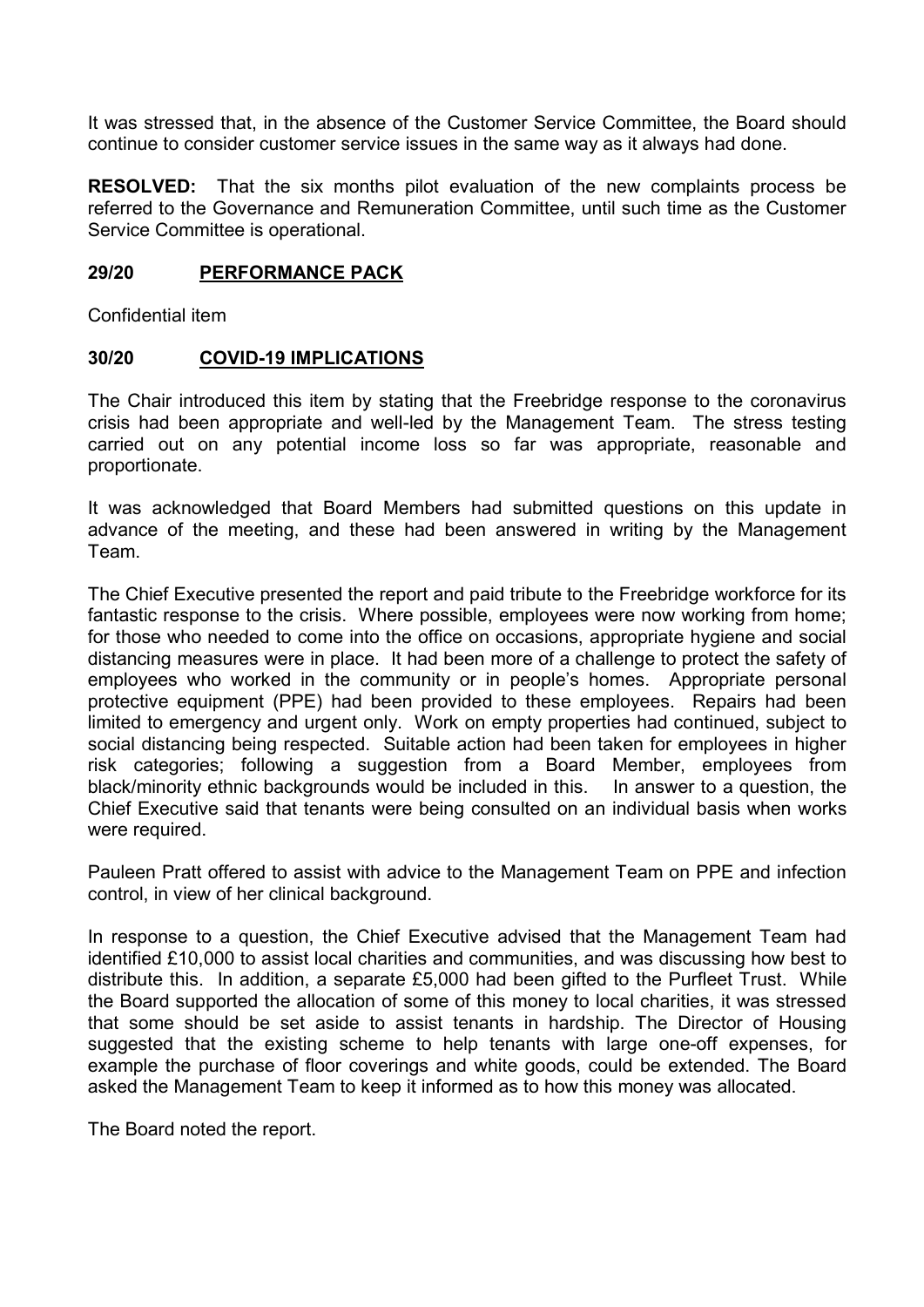It was stressed that, in the absence of the Customer Service Committee, the Board should continue to consider customer service issues in the same way as it always had done.

**RESOLVED:** That the six months pilot evaluation of the new complaints process be referred to the Governance and Remuneration Committee, until such time as the Customer Service Committee is operational.

## 29/20 PERFORMANCE PACK

Confidential item

## 30/20 COVID-19 IMPLICATIONS

The Chair introduced this item by stating that the Freebridge response to the coronavirus crisis had been appropriate and well-led by the Management Team. The stress testing carried out on any potential income loss so far was appropriate, reasonable and proportionate.

It was acknowledged that Board Members had submitted questions on this update in advance of the meeting, and these had been answered in writing by the Management Team.

The Chief Executive presented the report and paid tribute to the Freebridge workforce for its fantastic response to the crisis. Where possible, employees were now working from home; for those who needed to come into the office on occasions, appropriate hygiene and social distancing measures were in place. It had been more of a challenge to protect the safety of employees who worked in the community or in people's homes. Appropriate personal protective equipment (PPE) had been provided to these employees. Repairs had been limited to emergency and urgent only. Work on empty properties had continued, subject to social distancing being respected. Suitable action had been taken for employees in higher risk categories; following a suggestion from a Board Member, employees from black/minority ethnic backgrounds would be included in this. In answer to a question, the Chief Executive said that tenants were being consulted on an individual basis when works were required.

Pauleen Pratt offered to assist with advice to the Management Team on PPE and infection control, in view of her clinical background.

In response to a question, the Chief Executive advised that the Management Team had identified £10,000 to assist local charities and communities, and was discussing how best to distribute this. In addition, a separate £5,000 had been gifted to the Purfleet Trust. While the Board supported the allocation of some of this money to local charities, it was stressed that some should be set aside to assist tenants in hardship. The Director of Housing suggested that the existing scheme to help tenants with large one-off expenses, for example the purchase of floor coverings and white goods, could be extended. The Board asked the Management Team to keep it informed as to how this money was allocated.

The Board noted the report.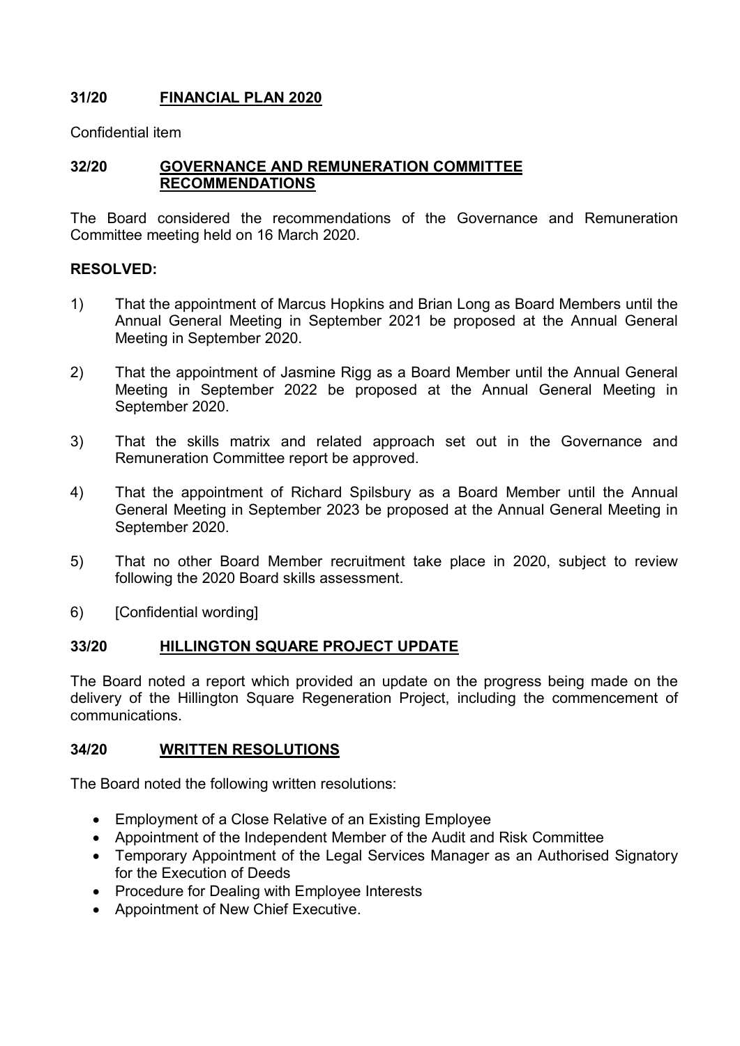## 31/20 FINANCIAL PLAN 2020

Confidential item

## 32/20 GOVERNANCE AND REMUNERATION COMMITTEE RECOMMENDATIONS

The Board considered the recommendations of the Governance and Remuneration Committee meeting held on 16 March 2020.

**RESOLVED:**

1) That the appointment of Marcus Hopkins and Brian Long as Board Members until the Annual General Meeting in September 2021 be proposed at the Annual General Meeting in September 2020.

2) That the appointment of Jasmine Rigg as a Board Member until the Annual General Meeting in September 2022 be proposed at the Annual General Meeting in September 2020.

3) That the skills matrix and related approach set out in the Governance and Remuneration Committee report be approved.

4) That the appointment of Richard Spilsbury as a Board Member until the Annual General Meeting in September 2023 be proposed at the Annual General Meeting in September 2020.

5) That no other Board Member recruitment take place in 2020, subject to review following the 2020 Board skills assessment.

6) [Confidential wording]

## 33/20 HILLINGTON SQUARE PROJECT UPDATE

The Board noted a report which provided an update on the progress being made on the delivery of the Hillington Square Regeneration Project, including the commencement of communications.

## 34/20 WRITTEN RESOLUTIONS

The Board noted the following written resolutions:

- Employment of a Close Relative of an Existing Employee
- Appointment of the Independent Member of the Audit and Risk Committee
- Temporary Appointment of the Legal Services Manager as an Authorised Signatory for the Execution of Deeds
- Procedure for Dealing with Employee Interests
- Appointment of New Chief Executive.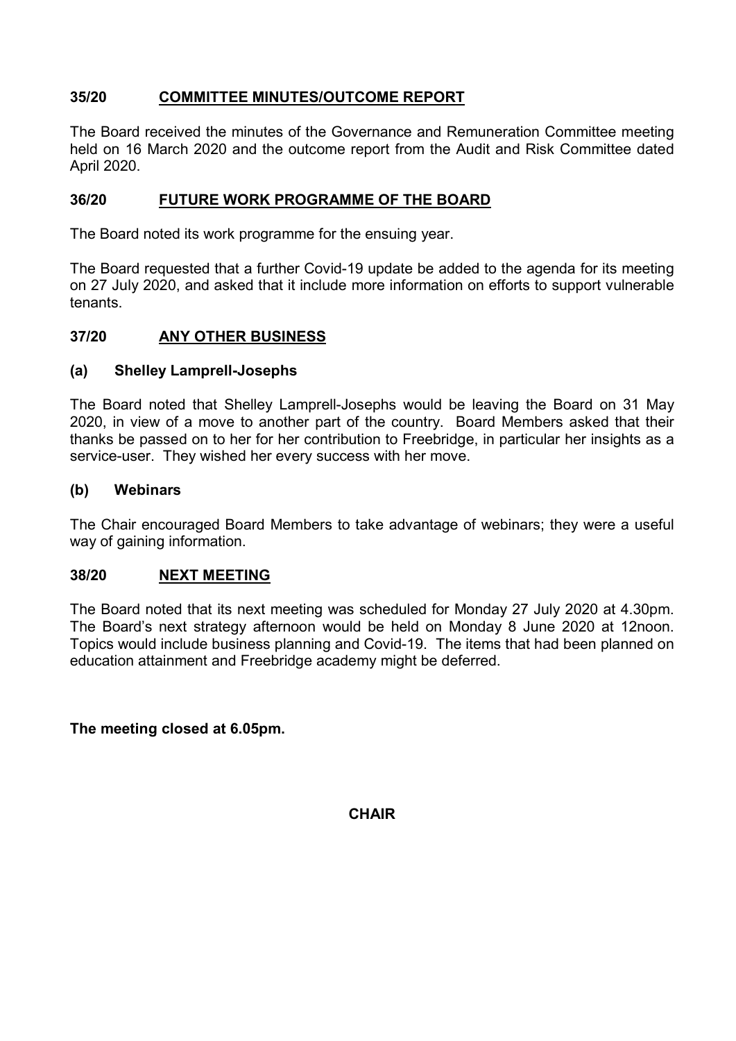## 35/20 COMMITTEE MINUTES/OUTCOME REPORT

The Board received the minutes of the Governance and Remuneration Committee meeting held on 16 March 2020 and the outcome report from the Audit and Risk Committee dated April 2020.

## 36/20 FUTURE WORK PROGRAMME OF THE BOARD

The Board noted its work programme for the ensuing year.

The Board requested that a further Covid-19 update be added to the agenda for its meeting on 27 July 2020, and asked that it include more information on efforts to support vulnerable tenants.

## 37/20 ANY OTHER BUSINESS

### (a) Shelley Lamprell-Josephs

The Board noted that Shelley Lamprell-Josephs would be leaving the Board on 31 May 2020, in view of a move to another part of the country. Board Members asked that their thanks be passed on to her for her contribution to Freebridge, in particular her insights as a service-user. They wished her every success with her move.

### (b) Webinars

The Chair encouraged Board Members to take advantage of webinars; they were a useful way of gaining information.

## 38/20 NEXT MEETING

The Board noted that its next meeting was scheduled for Monday 27 July 2020 at 4.30pm. The Board's next strategy afternoon would be held on Monday 8 June 2020 at 12noon. Topics would include business planning and Covid-19. The items that had been planned on education attainment and Freebridge academy might be deferred.

**The meeting closed at 6.05pm.**

**CHAIR**